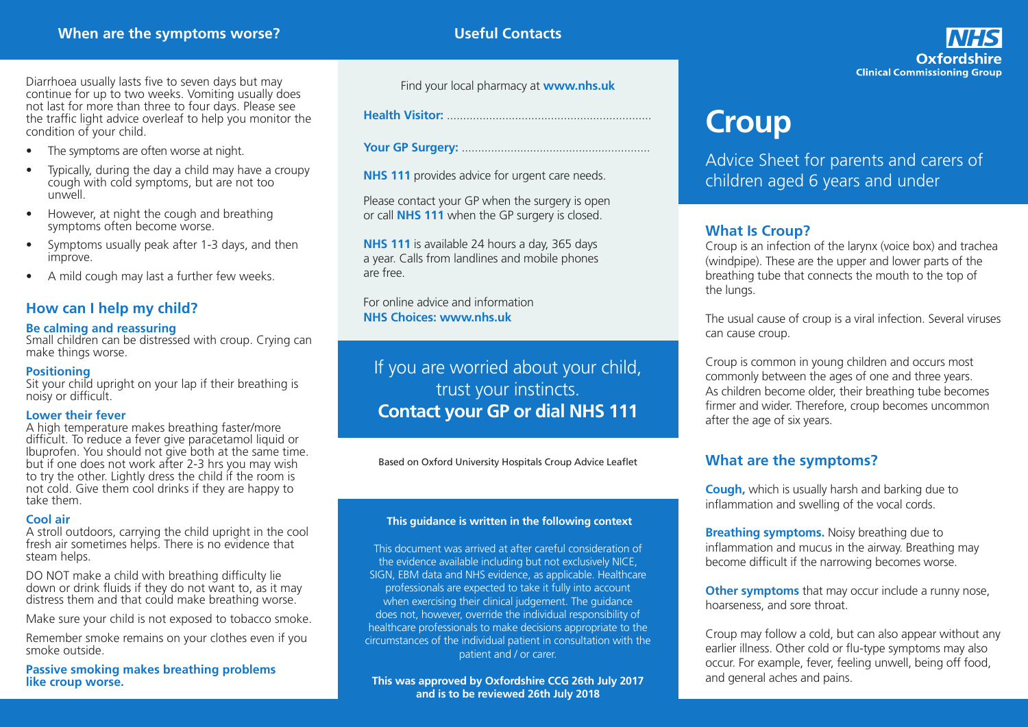## When are the symptoms worse?

Diarrhoea usually lasts five to seven days but may continue for up to two weeks. Vomiting usually does not last for more than three to four days. Please see the traffic light advice overleaf to help you monitor the condition of your child.

- The symptoms are often worse at night.
- Typically, during the day a child may have a croupy cough with cold symptoms, but are not too unwell.
- However, at night the cough and breathing symptoms often become worse.
- Symptoms usually peak after 1-3 days, and then improve.
- A mild cough may last a further few weeks.

## How can I help my child?

**Be calming and reassuring**
Small children can be distressed with croup. Crying can make things worse.

**Positioning**
Sit your child upright on your lap if their breathing is noisy or difficult.

**Lower their fever**
A high temperature makes breathing faster/more difficult. To reduce a fever give paracetamol liquid or Ibuprofen. You should not give both at the same time. but if one does not work after 2-3 hrs you may wish to try the other. Lightly dress the child if the room is not cold. Give them cool drinks if they are happy to take them.

**Cool air**
A stroll outdoors, carrying the child upright in the cool fresh air sometimes helps. There is no evidence that steam helps.

DO NOT make a child with breathing difficulty lie down or drink fluids if they do not want to, as it may distress them and that could make breathing worse.

Make sure your child is not exposed to tobacco smoke.

Remember smoke remains on your clothes even if you smoke outside.

**Passive smoking makes breathing problems like croup worse.**

## Useful Contacts

Find your local pharmacy at **www.nhs.uk**

**Health Visitor:** ..............................................................

**Your GP Surgery:** ..........................................................

**NHS 111** provides advice for urgent care needs.

Please contact your GP when the surgery is open or call **NHS 111** when the GP surgery is closed.

**NHS 111** is available 24 hours a day, 365 days a year. Calls from landlines and mobile phones are free.

For online advice and information
**NHS Choices: www.nhs.uk**

If you are worried about your child, trust your instincts.
**Contact your GP or dial NHS 111**

Based on Oxford University Hospitals Croup Advice Leaflet

**This guidance is written in the following context**

This document was arrived at after careful consideration of the evidence available including but not exclusively NICE, SIGN, EBM data and NHS evidence, as applicable. Healthcare professionals are expected to take it fully into account when exercising their clinical judgement. The guidance does not, however, override the individual responsibility of healthcare professionals to make decisions appropriate to the circumstances of the individual patient in consultation with the patient and / or carer.

**This was approved by Oxfordshire CCG 26th July 2017 and is to be reviewed 26th July 2018**

NHS Oxfordshire Clinical Commissioning Group

# Croup

Advice Sheet for parents and carers of children aged 6 years and under

## What Is Croup?

Croup is an infection of the larynx (voice box) and trachea (windpipe). These are the upper and lower parts of the breathing tube that connects the mouth to the top of the lungs.

The usual cause of croup is a viral infection. Several viruses can cause croup.

Croup is common in young children and occurs most commonly between the ages of one and three years. As children become older, their breathing tube becomes firmer and wider. Therefore, croup becomes uncommon after the age of six years.

## What are the symptoms?

**Cough,** which is usually harsh and barking due to inflammation and swelling of the vocal cords.

**Breathing symptoms.** Noisy breathing due to inflammation and mucus in the airway. Breathing may become difficult if the narrowing becomes worse.

**Other symptoms** that may occur include a runny nose, hoarseness, and sore throat.

Croup may follow a cold, but can also appear without any earlier illness. Other cold or flu-type symptoms may also occur. For example, fever, feeling unwell, being off food, and general aches and pains.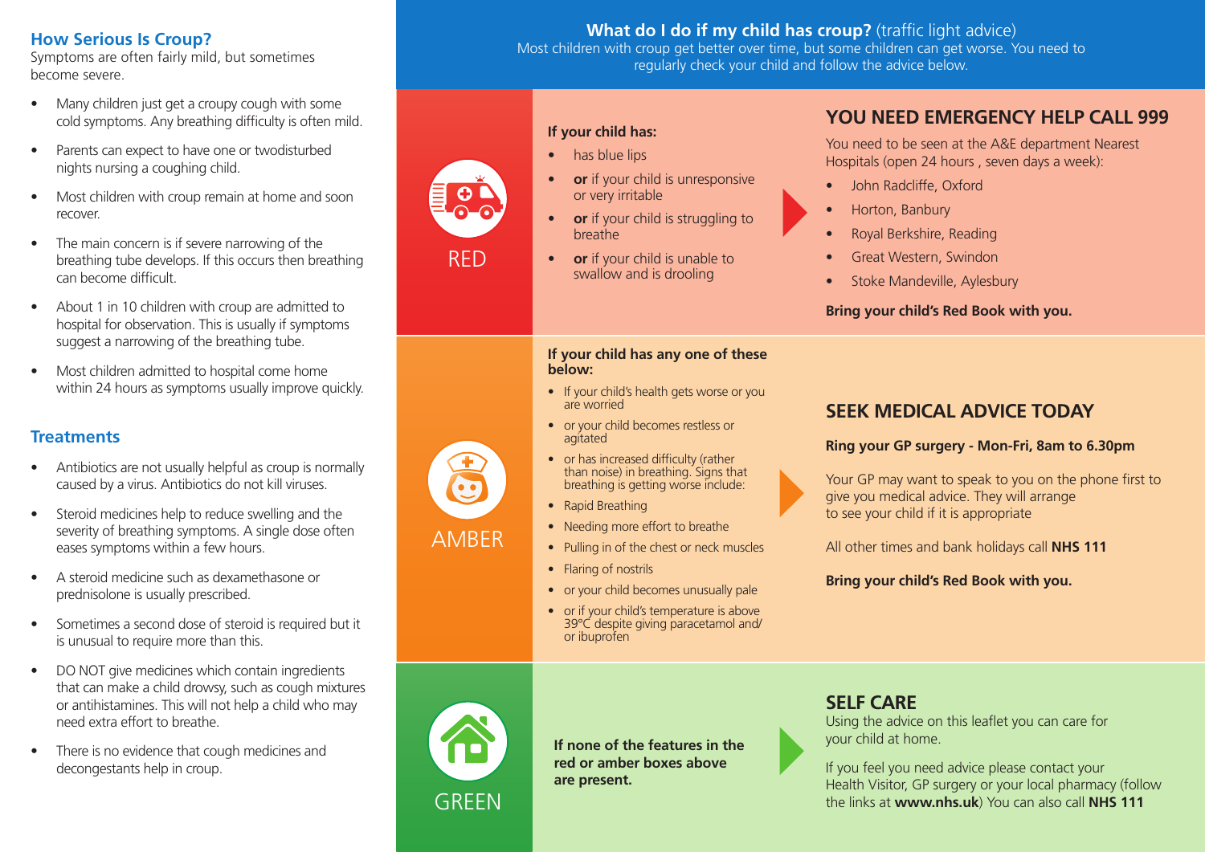## How Serious Is Croup?

Symptoms are often fairly mild, but sometimes become severe.

- Many children just get a croupy cough with some cold symptoms. Any breathing difficulty is often mild.
- Parents can expect to have one or twodisturbed nights nursing a coughing child.
- Most children with croup remain at home and soon recover.
- The main concern is if severe narrowing of the breathing tube develops. If this occurs then breathing can become difficult.
- About 1 in 10 children with croup are admitted to hospital for observation. This is usually if symptoms suggest a narrowing of the breathing tube.
- Most children admitted to hospital come home within 24 hours as symptoms usually improve quickly.

## Treatments

- Antibiotics are not usually helpful as croup is normally caused by a virus. Antibiotics do not kill viruses.
- Steroid medicines help to reduce swelling and the severity of breathing symptoms. A single dose often eases symptoms within a few hours.
- A steroid medicine such as dexamethasone or prednisolone is usually prescribed.
- Sometimes a second dose of steroid is required but it is unusual to require more than this.
- DO NOT give medicines which contain ingredients that can make a child drowsy, such as cough mixtures or antihistamines. This will not help a child who may need extra effort to breathe.
- There is no evidence that cough medicines and decongestants help in croup.

## What do I do if my child has croup? (traffic light advice)

Most children with croup get better over time, but some children can get worse. You need to regularly check your child and follow the advice below.

### RED

**If your child has:**

- has blue lips
- **or** if your child is unresponsive or very irritable
- **or** if your child is struggling to breathe
- **or** if your child is unable to swallow and is drooling

**YOU NEED EMERGENCY HELP CALL 999**

You need to be seen at the A&E department Nearest Hospitals (open 24 hours , seven days a week):

- John Radcliffe, Oxford
- Horton, Banbury
- Royal Berkshire, Reading
- Great Western, Swindon
- Stoke Mandeville, Aylesbury

**Bring your child's Red Book with you.**

### AMBER

**If your child has any one of these below:**

- If your child's health gets worse or you are worried
- or your child becomes restless or agitated
- or has increased difficulty (rather than noise) in breathing. Signs that breathing is getting worse include:
- Rapid Breathing
- Needing more effort to breathe
- Pulling in of the chest or neck muscles
- Flaring of nostrils
- or your child becomes unusually pale
- or if your child's temperature is above 39°C despite giving paracetamol and/or ibuprofen

**SEEK MEDICAL ADVICE TODAY**

**Ring your GP surgery - Mon-Fri, 8am to 6.30pm**

Your GP may want to speak to you on the phone first to give you medical advice. They will arrange to see your child if it is appropriate

All other times and bank holidays call **NHS 111**

**Bring your child's Red Book with you.**

### GREEN

**If none of the features in the red or amber boxes above are present.**

**SELF CARE**

Using the advice on this leaflet you can care for your child at home.

If you feel you need advice please contact your Health Visitor, GP surgery or your local pharmacy (follow the links at **www.nhs.uk**) You can also call **NHS 111**